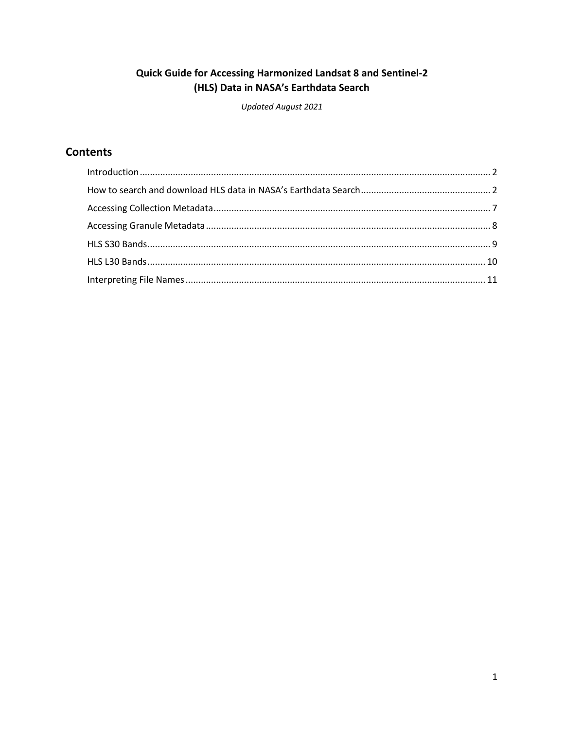# Quick Guide for Accessing Harmonized Landsat 8 and Sentinel-2 (HLS) Data in NASA's Earthdata Search

*Updated August 2021*

## Contents

Introduction ........................................................................................................................................ 2

How to search and download HLS data in NASA's Earthdata Search .................................................. 2

Accessing Collection Metadata ............................................................................................................ 7

Accessing Granule Metadata ............................................................................................................... 8

HLS S30 Bands ..................................................................................................................................... 9

HLS L30 Bands .................................................................................................................................... 10

Interpreting File Names ..................................................................................................................... 11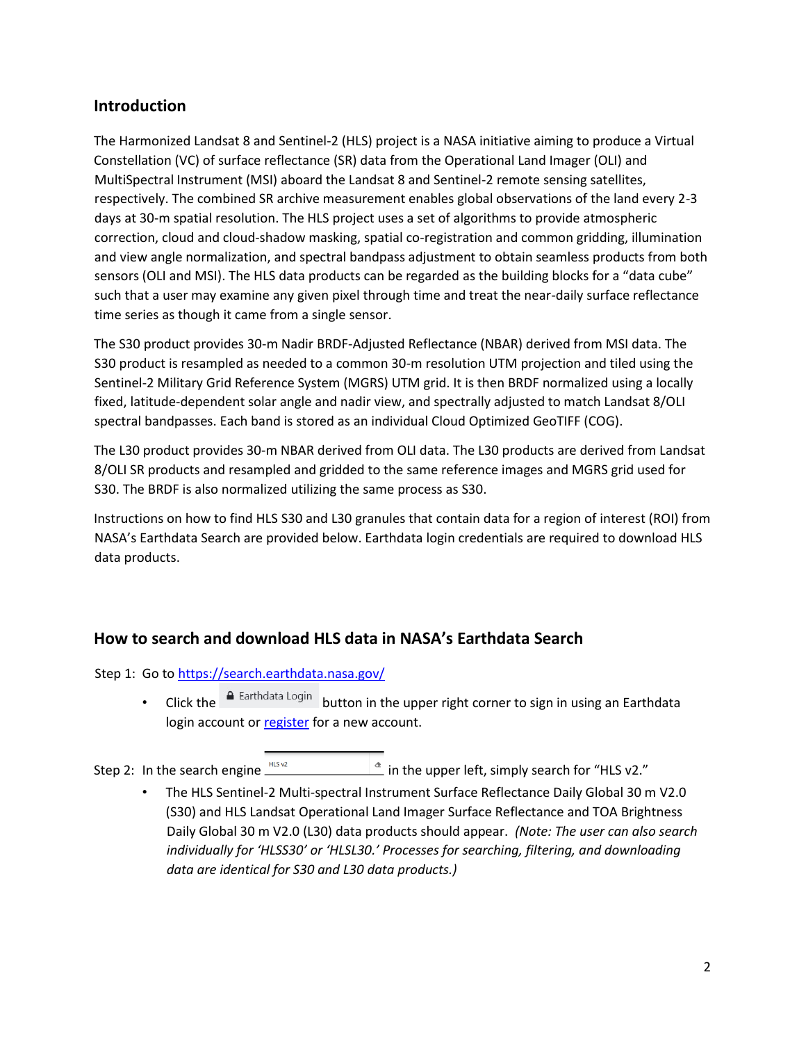## Introduction

The Harmonized Landsat 8 and Sentinel-2 (HLS) project is a NASA initiative aiming to produce a Virtual Constellation (VC) of surface reflectance (SR) data from the Operational Land Imager (OLI) and MultiSpectral Instrument (MSI) aboard the Landsat 8 and Sentinel-2 remote sensing satellites, respectively. The combined SR archive measurement enables global observations of the land every 2-3 days at 30-m spatial resolution. The HLS project uses a set of algorithms to provide atmospheric correction, cloud and cloud-shadow masking, spatial co-registration and common gridding, illumination and view angle normalization, and spectral bandpass adjustment to obtain seamless products from both sensors (OLI and MSI). The HLS data products can be regarded as the building blocks for a "data cube" such that a user may examine any given pixel through time and treat the near-daily surface reflectance time series as though it came from a single sensor.

The S30 product provides 30-m Nadir BRDF-Adjusted Reflectance (NBAR) derived from MSI data. The S30 product is resampled as needed to a common 30-m resolution UTM projection and tiled using the Sentinel-2 Military Grid Reference System (MGRS) UTM grid. It is then BRDF normalized using a locally fixed, latitude-dependent solar angle and nadir view, and spectrally adjusted to match Landsat 8/OLI spectral bandpasses. Each band is stored as an individual Cloud Optimized GeoTIFF (COG).

The L30 product provides 30-m NBAR derived from OLI data. The L30 products are derived from Landsat 8/OLI SR products and resampled and gridded to the same reference images and MGRS grid used for S30. The BRDF is also normalized utilizing the same process as S30.

Instructions on how to find HLS S30 and L30 granules that contain data for a region of interest (ROI) from NASA's Earthdata Search are provided below. Earthdata login credentials are required to download HLS data products.

## How to search and download HLS data in NASA's Earthdata Search

Step 1: Go to https://search.earthdata.nasa.gov/

- Click the **Earthdata Login** button in the upper right corner to sign in using an Earthdata login account or register for a new account.

Step 2: In the search engine [HLS v2] in the upper left, simply search for "HLS v2."

- The HLS Sentinel-2 Multi-spectral Instrument Surface Reflectance Daily Global 30 m V2.0 (S30) and HLS Landsat Operational Land Imager Surface Reflectance and TOA Brightness Daily Global 30 m V2.0 (L30) data products should appear. *(Note: The user can also search individually for 'HLSS30' or 'HLSL30.' Processes for searching, filtering, and downloading data are identical for S30 and L30 data products.)*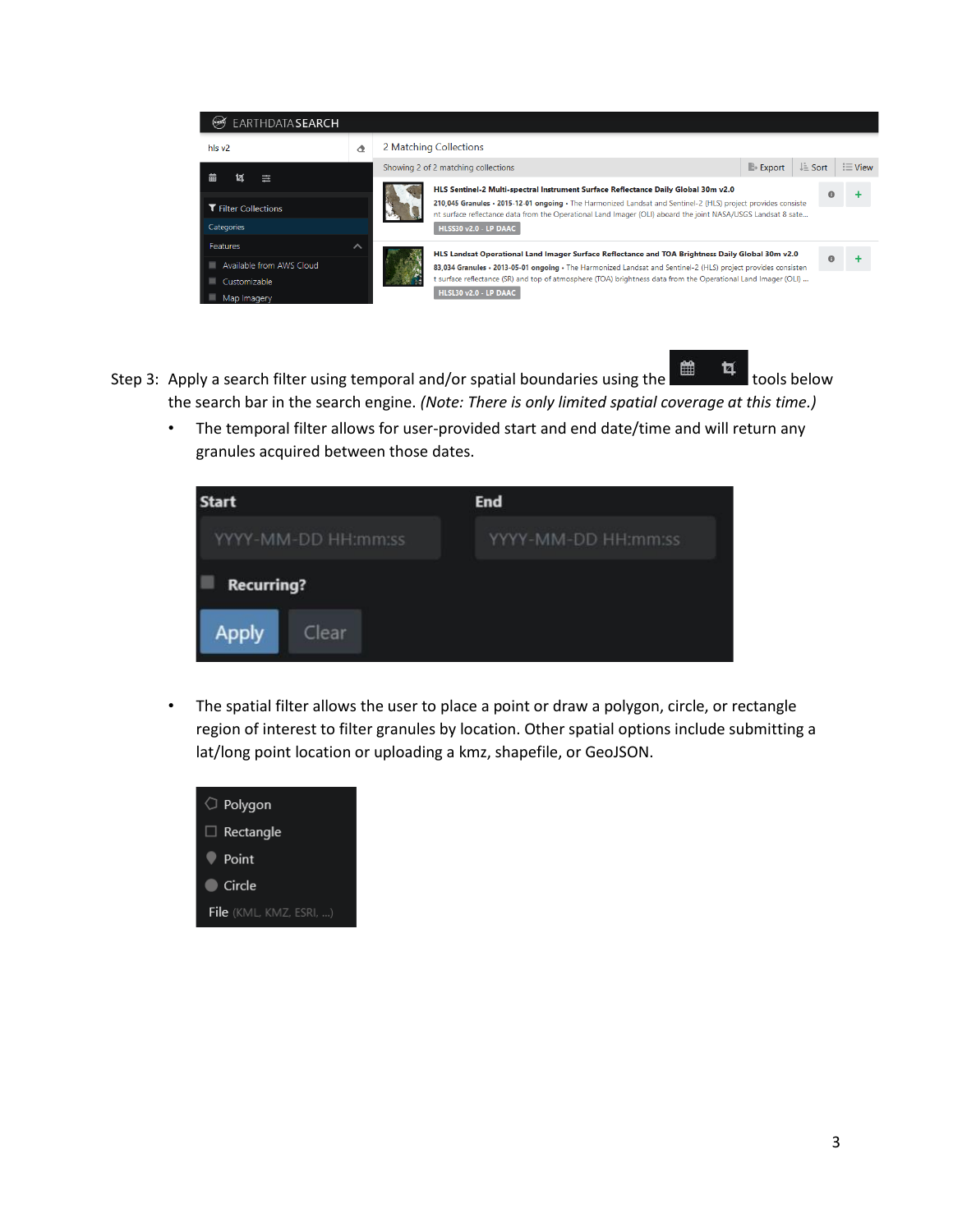Step 3: Apply a search filter using temporal and/or spatial boundaries using the tools below the search bar in the search engine. *(Note: There is only limited spatial coverage at this time.)*

- The temporal filter allows for user-provided start and end date/time and will return any granules acquired between those dates.

- The spatial filter allows the user to place a point or draw a polygon, circle, or rectangle region of interest to filter granules by location. Other spatial options include submitting a lat/long point location or uploading a kmz, shapefile, or GeoJSON.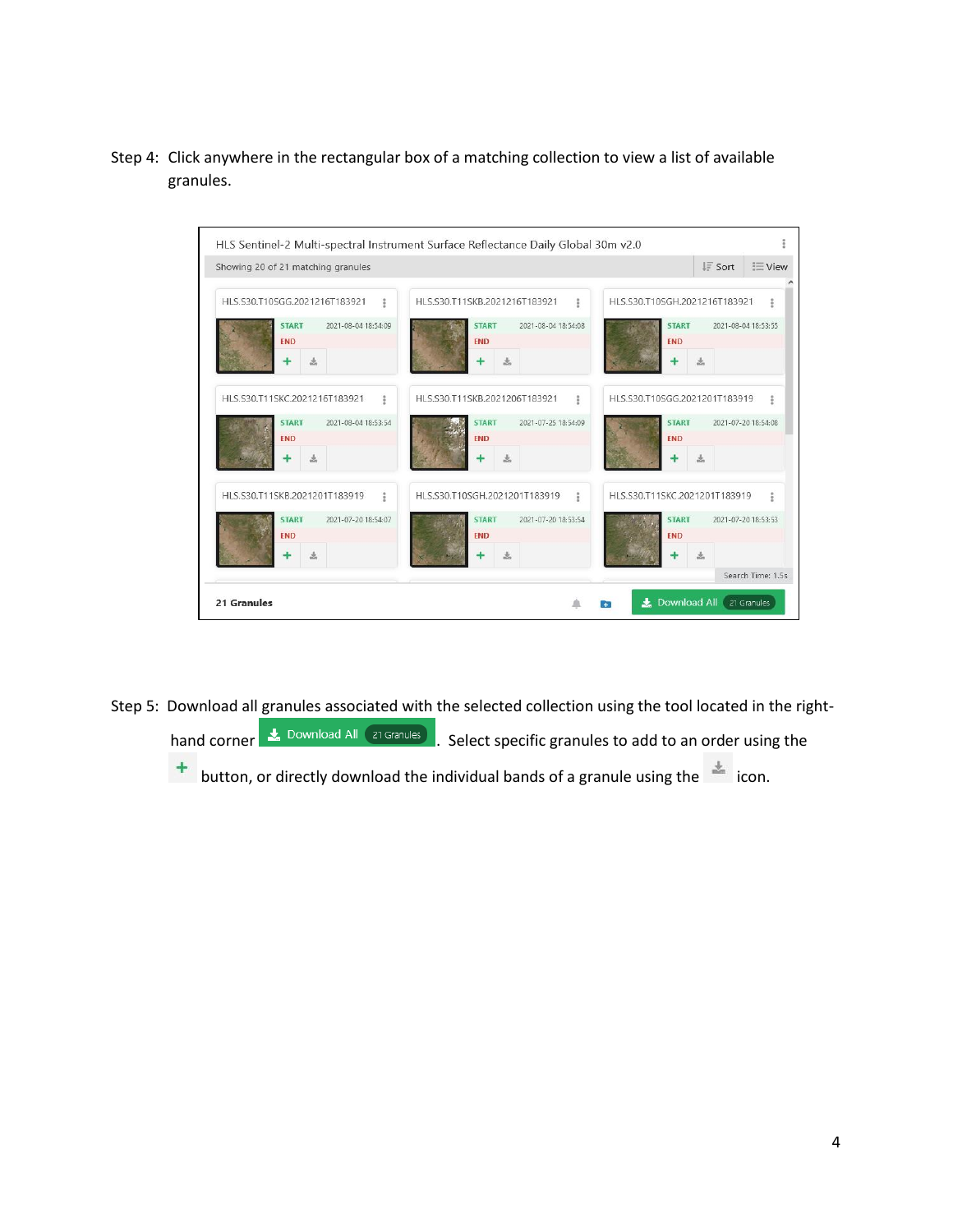Step 4: Click anywhere in the rectangular box of a matching collection to view a list of available granules.

Step 5: Download all granules associated with the selected collection using the tool located in the right-hand corner Download All 21 Granules. Select specific granules to add to an order using the + button, or directly download the individual bands of a granule using the icon.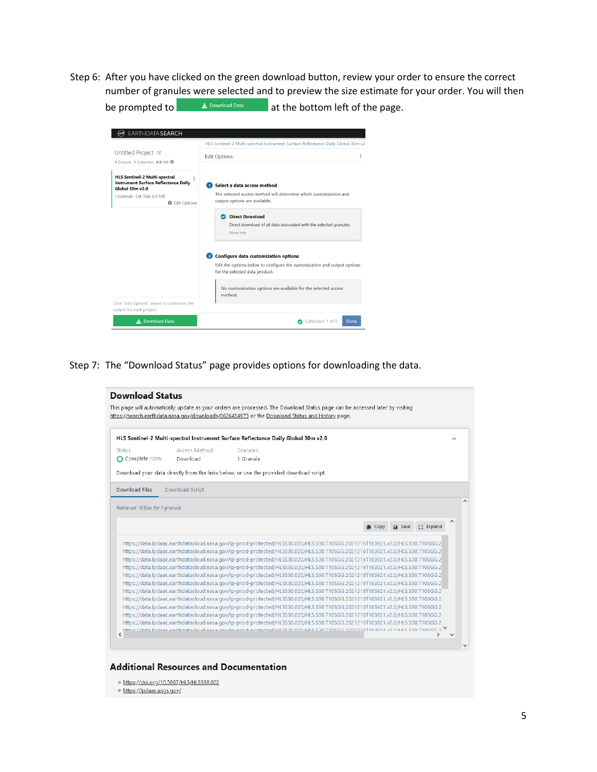Step 6: After you have clicked on the green download button, review your order to ensure the correct number of granules were selected and to preview the size estimate for your order. You will then be prompted to Download Data at the bottom left of the page.

Step 7: The "Download Status" page provides options for downloading the data.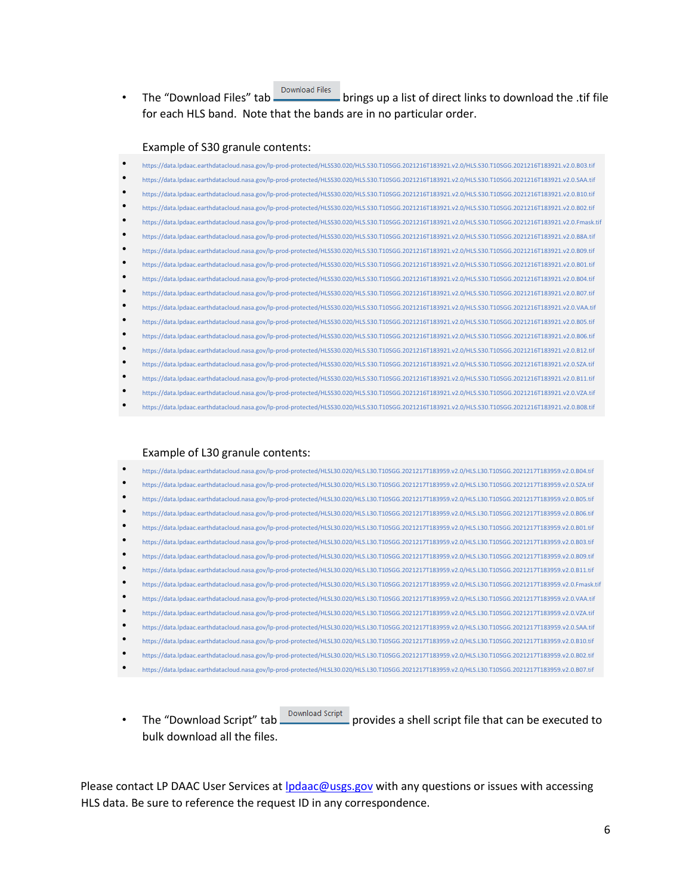- The “Download Files” tab Download Files brings up a list of direct links to download the .tif file for each HLS band. Note that the bands are in no particular order.

  Example of S30 granule contents:

- https://data.lpdaac.earthdatacloud.nasa.gov/lp-prod-protected/HLSS30.020/HLS.S30.T10SGG.2021216T183921.v2.0/HLS.S30.T10SGG.2021216T183921.v2.0.B03.tif
- https://data.lpdaac.earthdatacloud.nasa.gov/lp-prod-protected/HLSS30.020/HLS.S30.T10SGG.2021216T183921.v2.0/HLS.S30.T10SGG.2021216T183921.v2.0.SAA.tif
- https://data.lpdaac.earthdatacloud.nasa.gov/lp-prod-protected/HLSS30.020/HLS.S30.T10SGG.2021216T183921.v2.0/HLS.S30.T10SGG.2021216T183921.v2.0.B10.tif
- https://data.lpdaac.earthdatacloud.nasa.gov/lp-prod-protected/HLSS30.020/HLS.S30.T10SGG.2021216T183921.v2.0/HLS.S30.T10SGG.2021216T183921.v2.0.B02.tif
- https://data.lpdaac.earthdatacloud.nasa.gov/lp-prod-protected/HLSS30.020/HLS.S30.T10SGG.2021216T183921.v2.0/HLS.S30.T10SGG.2021216T183921.v2.0.Fmask.tif
- https://data.lpdaac.earthdatacloud.nasa.gov/lp-prod-protected/HLSS30.020/HLS.S30.T10SGG.2021216T183921.v2.0/HLS.S30.T10SGG.2021216T183921.v2.0.B8A.tif
- https://data.lpdaac.earthdatacloud.nasa.gov/lp-prod-protected/HLSS30.020/HLS.S30.T10SGG.2021216T183921.v2.0/HLS.S30.T10SGG.2021216T183921.v2.0.B09.tif
- https://data.lpdaac.earthdatacloud.nasa.gov/lp-prod-protected/HLSS30.020/HLS.S30.T10SGG.2021216T183921.v2.0/HLS.S30.T10SGG.2021216T183921.v2.0.B01.tif
- https://data.lpdaac.earthdatacloud.nasa.gov/lp-prod-protected/HLSS30.020/HLS.S30.T10SGG.2021216T183921.v2.0/HLS.S30.T10SGG.2021216T183921.v2.0.B04.tif
- https://data.lpdaac.earthdatacloud.nasa.gov/lp-prod-protected/HLSS30.020/HLS.S30.T10SGG.2021216T183921.v2.0/HLS.S30.T10SGG.2021216T183921.v2.0.B07.tif
- https://data.lpdaac.earthdatacloud.nasa.gov/lp-prod-protected/HLSS30.020/HLS.S30.T10SGG.2021216T183921.v2.0/HLS.S30.T10SGG.2021216T183921.v2.0.VAA.tif
- https://data.lpdaac.earthdatacloud.nasa.gov/lp-prod-protected/HLSS30.020/HLS.S30.T10SGG.2021216T183921.v2.0/HLS.S30.T10SGG.2021216T183921.v2.0.B05.tif
- https://data.lpdaac.earthdatacloud.nasa.gov/lp-prod-protected/HLSS30.020/HLS.S30.T10SGG.2021216T183921.v2.0/HLS.S30.T10SGG.2021216T183921.v2.0.B06.tif
- https://data.lpdaac.earthdatacloud.nasa.gov/lp-prod-protected/HLSS30.020/HLS.S30.T10SGG.2021216T183921.v2.0/HLS.S30.T10SGG.2021216T183921.v2.0.B12.tif
- https://data.lpdaac.earthdatacloud.nasa.gov/lp-prod-protected/HLSS30.020/HLS.S30.T10SGG.2021216T183921.v2.0/HLS.S30.T10SGG.2021216T183921.v2.0.SZA.tif
- https://data.lpdaac.earthdatacloud.nasa.gov/lp-prod-protected/HLSS30.020/HLS.S30.T10SGG.2021216T183921.v2.0/HLS.S30.T10SGG.2021216T183921.v2.0.B11.tif
- https://data.lpdaac.earthdatacloud.nasa.gov/lp-prod-protected/HLSS30.020/HLS.S30.T10SGG.2021216T183921.v2.0/HLS.S30.T10SGG.2021216T183921.v2.0.VZA.tif
- https://data.lpdaac.earthdatacloud.nasa.gov/lp-prod-protected/HLSS30.020/HLS.S30.T10SGG.2021216T183921.v2.0/HLS.S30.T10SGG.2021216T183921.v2.0.B08.tif

  Example of L30 granule contents:

- https://data.lpdaac.earthdatacloud.nasa.gov/lp-prod-protected/HLSL30.020/HLS.L30.T10SGG.2021217T183959.v2.0/HLS.L30.T10SGG.2021217T183959.v2.0.B04.tif
- https://data.lpdaac.earthdatacloud.nasa.gov/lp-prod-protected/HLSL30.020/HLS.L30.T10SGG.2021217T183959.v2.0/HLS.L30.T10SGG.2021217T183959.v2.0.SZA.tif
- https://data.lpdaac.earthdatacloud.nasa.gov/lp-prod-protected/HLSL30.020/HLS.L30.T10SGG.2021217T183959.v2.0/HLS.L30.T10SGG.2021217T183959.v2.0.B05.tif
- https://data.lpdaac.earthdatacloud.nasa.gov/lp-prod-protected/HLSL30.020/HLS.L30.T10SGG.2021217T183959.v2.0/HLS.L30.T10SGG.2021217T183959.v2.0.B06.tif
- https://data.lpdaac.earthdatacloud.nasa.gov/lp-prod-protected/HLSL30.020/HLS.L30.T10SGG.2021217T183959.v2.0/HLS.L30.T10SGG.2021217T183959.v2.0.B01.tif
- https://data.lpdaac.earthdatacloud.nasa.gov/lp-prod-protected/HLSL30.020/HLS.L30.T10SGG.2021217T183959.v2.0/HLS.L30.T10SGG.2021217T183959.v2.0.B03.tif
- https://data.lpdaac.earthdatacloud.nasa.gov/lp-prod-protected/HLSL30.020/HLS.L30.T10SGG.2021217T183959.v2.0/HLS.L30.T10SGG.2021217T183959.v2.0.B09.tif
- https://data.lpdaac.earthdatacloud.nasa.gov/lp-prod-protected/HLSL30.020/HLS.L30.T10SGG.2021217T183959.v2.0/HLS.L30.T10SGG.2021217T183959.v2.0.B11.tif
- https://data.lpdaac.earthdatacloud.nasa.gov/lp-prod-protected/HLSL30.020/HLS.L30.T10SGG.2021217T183959.v2.0/HLS.L30.T10SGG.2021217T183959.v2.0.Fmask.tif
- https://data.lpdaac.earthdatacloud.nasa.gov/lp-prod-protected/HLSL30.020/HLS.L30.T10SGG.2021217T183959.v2.0/HLS.L30.T10SGG.2021217T183959.v2.0.VAA.tif
- https://data.lpdaac.earthdatacloud.nasa.gov/lp-prod-protected/HLSL30.020/HLS.L30.T10SGG.2021217T183959.v2.0/HLS.L30.T10SGG.2021217T183959.v2.0.VZA.tif
- https://data.lpdaac.earthdatacloud.nasa.gov/lp-prod-protected/HLSL30.020/HLS.L30.T10SGG.2021217T183959.v2.0/HLS.L30.T10SGG.2021217T183959.v2.0.SAA.tif
- https://data.lpdaac.earthdatacloud.nasa.gov/lp-prod-protected/HLSL30.020/HLS.L30.T10SGG.2021217T183959.v2.0/HLS.L30.T10SGG.2021217T183959.v2.0.B10.tif
- https://data.lpdaac.earthdatacloud.nasa.gov/lp-prod-protected/HLSL30.020/HLS.L30.T10SGG.2021217T183959.v2.0/HLS.L30.T10SGG.2021217T183959.v2.0.B02.tif
- https://data.lpdaac.earthdatacloud.nasa.gov/lp-prod-protected/HLSL30.020/HLS.L30.T10SGG.2021217T183959.v2.0/HLS.L30.T10SGG.2021217T183959.v2.0.B07.tif

- The “Download Script” tab Download Script provides a shell script file that can be executed to bulk download all the files.

Please contact LP DAAC User Services at [lpdaac@usgs.gov](mailto:lpdaac@usgs.gov) with any questions or issues with accessing HLS data. Be sure to reference the request ID in any correspondence.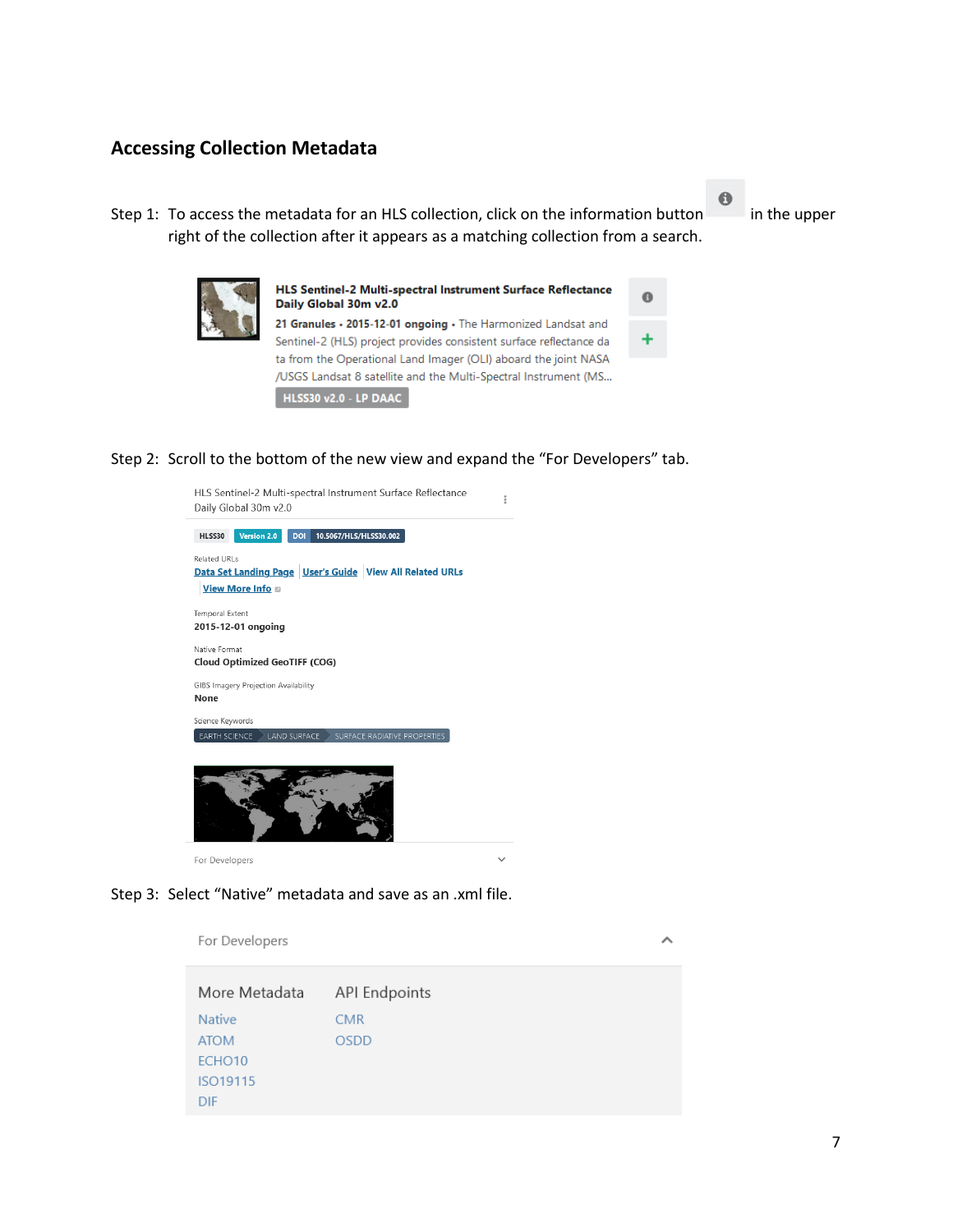## Accessing Collection Metadata

Step 1: To access the metadata for an HLS collection, click on the information button in the upper right of the collection after it appears as a matching collection from a search.

Step 2: Scroll to the bottom of the new view and expand the "For Developers" tab.

Step 3: Select "Native" metadata and save as an .xml file.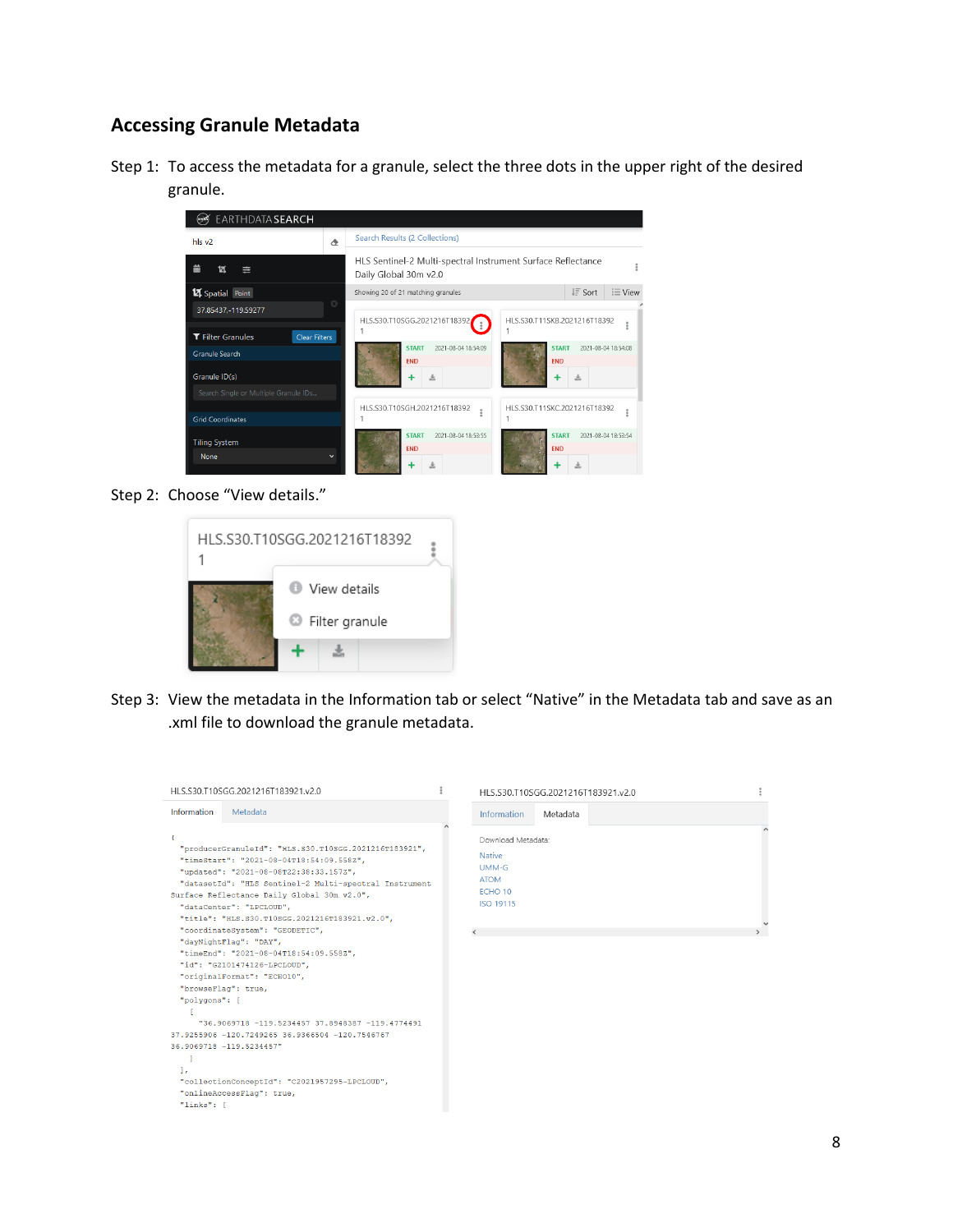## Accessing Granule Metadata

Step 1: To access the metadata for a granule, select the three dots in the upper right of the desired granule.

Step 2: Choose "View details."

Step 3: View the metadata in the Information tab or select "Native" in the Metadata tab and save as an .xml file to download the granule metadata.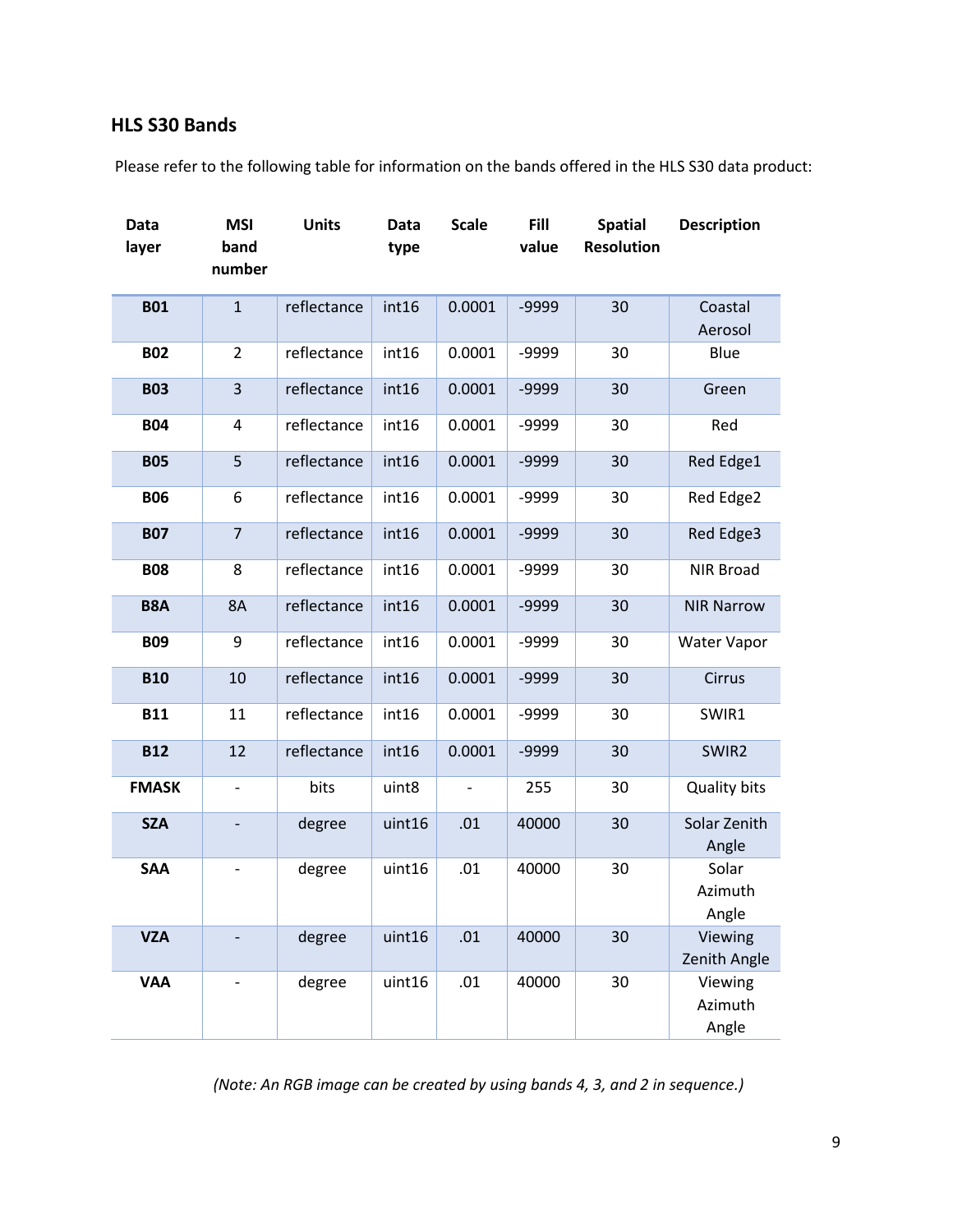### HLS S30 Bands

Please refer to the following table for information on the bands offered in the HLS S30 data product:

| Data layer | MSI band number | Units | Data type | Scale | Fill value | Spatial Resolution | Description |
|---|---|---|---|---|---|---|---|
| **B01** | 1 | reflectance | int16 | 0.0001 | -9999 | 30 | Coastal Aerosol |
| **B02** | 2 | reflectance | int16 | 0.0001 | -9999 | 30 | Blue |
| **B03** | 3 | reflectance | int16 | 0.0001 | -9999 | 30 | Green |
| **B04** | 4 | reflectance | int16 | 0.0001 | -9999 | 30 | Red |
| **B05** | 5 | reflectance | int16 | 0.0001 | -9999 | 30 | Red Edge1 |
| **B06** | 6 | reflectance | int16 | 0.0001 | -9999 | 30 | Red Edge2 |
| **B07** | 7 | reflectance | int16 | 0.0001 | -9999 | 30 | Red Edge3 |
| **B08** | 8 | reflectance | int16 | 0.0001 | -9999 | 30 | NIR Broad |
| **B8A** | 8A | reflectance | int16 | 0.0001 | -9999 | 30 | NIR Narrow |
| **B09** | 9 | reflectance | int16 | 0.0001 | -9999 | 30 | Water Vapor |
| **B10** | 10 | reflectance | int16 | 0.0001 | -9999 | 30 | Cirrus |
| **B11** | 11 | reflectance | int16 | 0.0001 | -9999 | 30 | SWIR1 |
| **B12** | 12 | reflectance | int16 | 0.0001 | -9999 | 30 | SWIR2 |
| **FMASK** | - | bits | uint8 | - | 255 | 30 | Quality bits |
| **SZA** | - | degree | uint16 | .01 | 40000 | 30 | Solar Zenith Angle |
| **SAA** | - | degree | uint16 | .01 | 40000 | 30 | Solar Azimuth Angle |
| **VZA** | - | degree | uint16 | .01 | 40000 | 30 | Viewing Zenith Angle |
| **VAA** | - | degree | uint16 | .01 | 40000 | 30 | Viewing Azimuth Angle |

*(Note: An RGB image can be created by using bands 4, 3, and 2 in sequence.)*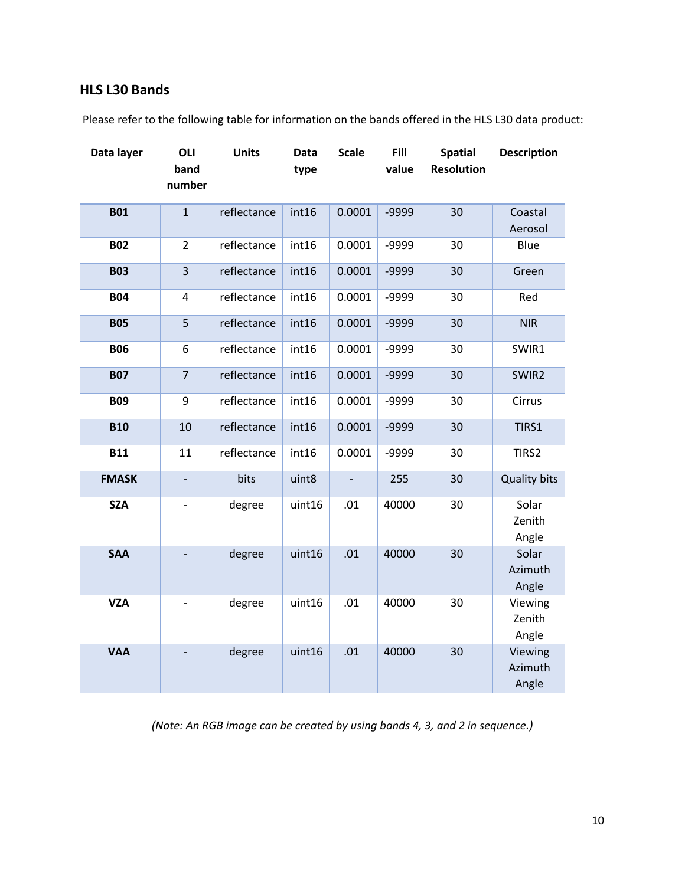## HLS L30 Bands

Please refer to the following table for information on the bands offered in the HLS L30 data product:

| Data layer | OLI band number | Units | Data type | Scale | Fill value | Spatial Resolution | Description |
|---|---|---|---|---|---|---|---|
| **B01** | 1 | reflectance | int16 | 0.0001 | -9999 | 30 | Coastal Aerosol |
| **B02** | 2 | reflectance | int16 | 0.0001 | -9999 | 30 | Blue |
| **B03** | 3 | reflectance | int16 | 0.0001 | -9999 | 30 | Green |
| **B04** | 4 | reflectance | int16 | 0.0001 | -9999 | 30 | Red |
| **B05** | 5 | reflectance | int16 | 0.0001 | -9999 | 30 | NIR |
| **B06** | 6 | reflectance | int16 | 0.0001 | -9999 | 30 | SWIR1 |
| **B07** | 7 | reflectance | int16 | 0.0001 | -9999 | 30 | SWIR2 |
| **B09** | 9 | reflectance | int16 | 0.0001 | -9999 | 30 | Cirrus |
| **B10** | 10 | reflectance | int16 | 0.0001 | -9999 | 30 | TIRS1 |
| **B11** | 11 | reflectance | int16 | 0.0001 | -9999 | 30 | TIRS2 |
| **FMASK** | - | bits | uint8 | - | 255 | 30 | Quality bits |
| **SZA** | - | degree | uint16 | .01 | 40000 | 30 | Solar Zenith Angle |
| **SAA** | - | degree | uint16 | .01 | 40000 | 30 | Solar Azimuth Angle |
| **VZA** | - | degree | uint16 | .01 | 40000 | 30 | Viewing Zenith Angle |
| **VAA** | - | degree | uint16 | .01 | 40000 | 30 | Viewing Azimuth Angle |

*(Note: An RGB image can be created by using bands 4, 3, and 2 in sequence.)*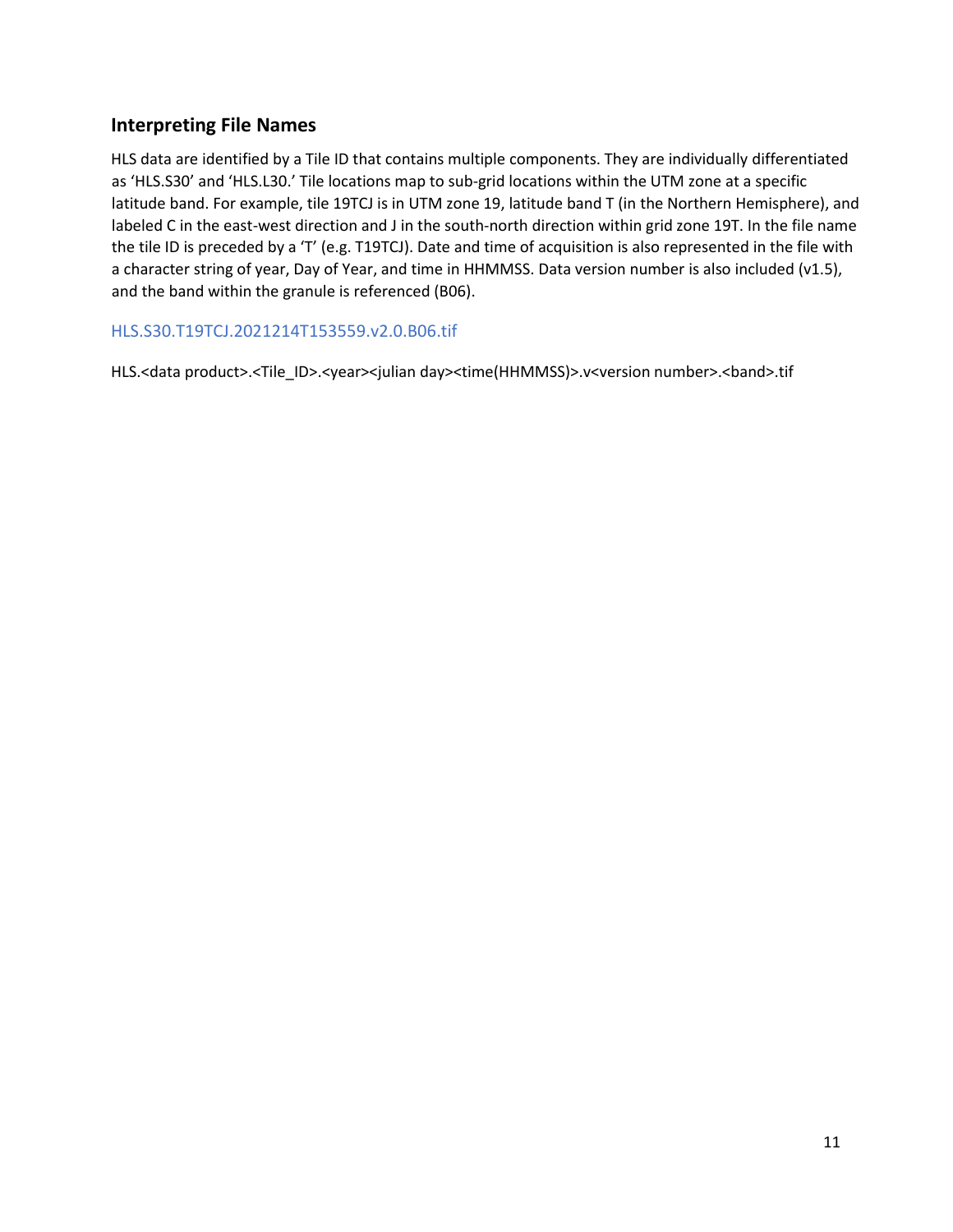## Interpreting File Names

HLS data are identified by a Tile ID that contains multiple components. They are individually differentiated as 'HLS.S30' and 'HLS.L30.' Tile locations map to sub-grid locations within the UTM zone at a specific latitude band. For example, tile 19TCJ is in UTM zone 19, latitude band T (in the Northern Hemisphere), and labeled C in the east-west direction and J in the south-north direction within grid zone 19T. In the file name the tile ID is preceded by a 'T' (e.g. T19TCJ). Date and time of acquisition is also represented in the file with a character string of year, Day of Year, and time in HHMMSS. Data version number is also included (v1.5), and the band within the granule is referenced (B06).

HLS.S30.T19TCJ.2021214T153559.v2.0.B06.tif

HLS.<data product>.<Tile_ID>.<year><julian day><time(HHMMSS)>.v<version number>.<band>.tif